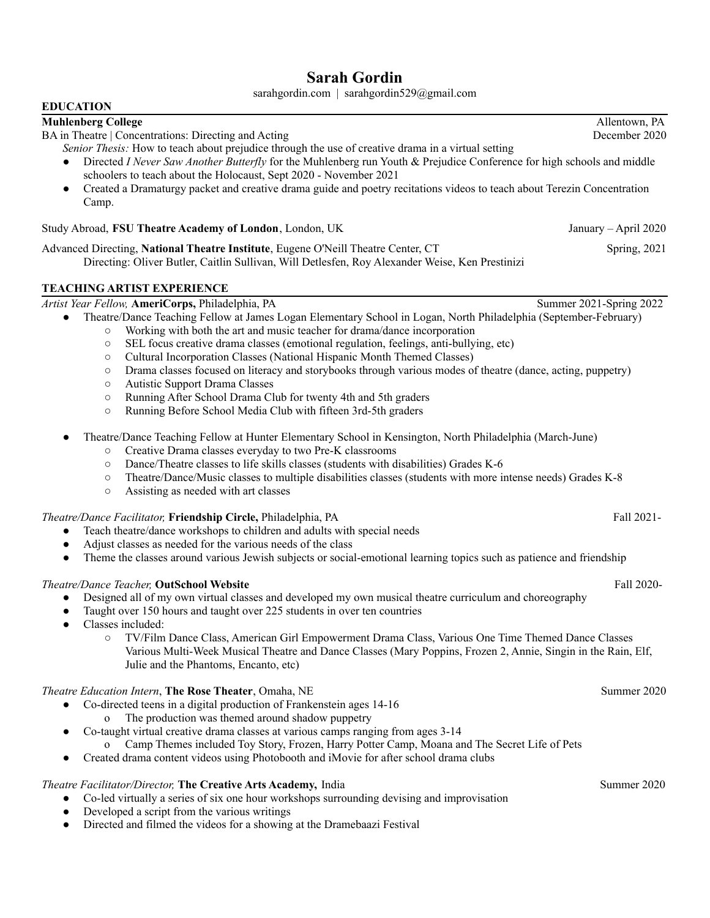# Sarah Gordin

sarahgordin.com | sarahgordin529@gmail.com

## EDUCATION

**Muhlenberg College** — Allentown, PA

BA in Theatre | Concentrations: Directing and Acting — December 2020

*Senior Thesis:* How to teach about prejudice through the use of creative drama in a virtual setting

- Directed *I Never Saw Another Butterfly* for the Muhlenberg run Youth & Prejudice Conference for high schools and middle schoolers to teach about the Holocaust, Sept 2020 - November 2021
- Created a Dramaturgy packet and creative drama guide and poetry recitations videos to teach about Terezin Concentration Camp.

Study Abroad, **FSU Theatre Academy of London**, London, UK — January – April 2020

Advanced Directing, **National Theatre Institute**, Eugene O'Neill Theatre Center, CT — Spring, 2021

Directing: Oliver Butler, Caitlin Sullivan, Will Detlesfen, Roy Alexander Weise, Ken Prestinizi

## TEACHING ARTIST EXPERIENCE

*Artist Year Fellow,* **AmeriCorps,** Philadelphia, PA — Summer 2021-Spring 2022

- Theatre/Dance Teaching Fellow at James Logan Elementary School in Logan, North Philadelphia (September-February)
  - Working with both the art and music teacher for drama/dance incorporation
  - SEL focus creative drama classes (emotional regulation, feelings, anti-bullying, etc)
  - Cultural Incorporation Classes (National Hispanic Month Themed Classes)
  - Drama classes focused on literacy and storybooks through various modes of theatre (dance, acting, puppetry)
  - Autistic Support Drama Classes
  - Running After School Drama Club for twenty 4th and 5th graders
  - Running Before School Media Club with fifteen 3rd-5th graders
- Theatre/Dance Teaching Fellow at Hunter Elementary School in Kensington, North Philadelphia (March-June)
  - Creative Drama classes everyday to two Pre-K classrooms
  - Dance/Theatre classes to life skills classes (students with disabilities) Grades K-6
  - Theatre/Dance/Music classes to multiple disabilities classes (students with more intense needs) Grades K-8
  - Assisting as needed with art classes

*Theatre/Dance Facilitator,* **Friendship Circle,** Philadelphia, PA — Fall 2021-

- Teach theatre/dance workshops to children and adults with special needs
- Adjust classes as needed for the various needs of the class
- Theme the classes around various Jewish subjects or social-emotional learning topics such as patience and friendship

*Theatre/Dance Teacher,* **OutSchool Website** — Fall 2020-

- Designed all of my own virtual classes and developed my own musical theatre curriculum and choreography
- Taught over 150 hours and taught over 225 students in over ten countries
- Classes included:
  - TV/Film Dance Class, American Girl Empowerment Drama Class, Various One Time Themed Dance Classes Various Multi-Week Musical Theatre and Dance Classes (Mary Poppins, Frozen 2, Annie, Singin in the Rain, Elf, Julie and the Phantoms, Encanto, etc)

*Theatre Education Intern*, **The Rose Theater**, Omaha, NE — Summer 2020

- Co-directed teens in a digital production of Frankenstein ages 14-16
  - The production was themed around shadow puppetry
- Co-taught virtual creative drama classes at various camps ranging from ages 3-14
  - Camp Themes included Toy Story, Frozen, Harry Potter Camp, Moana and The Secret Life of Pets
- Created drama content videos using Photobooth and iMovie for after school drama clubs

*Theatre Facilitator/Director,* **The Creative Arts Academy,** India — Summer 2020

- Co-led virtually a series of six one hour workshops surrounding devising and improvisation
- Developed a script from the various writings
- Directed and filmed the videos for a showing at the Dramebaazi Festival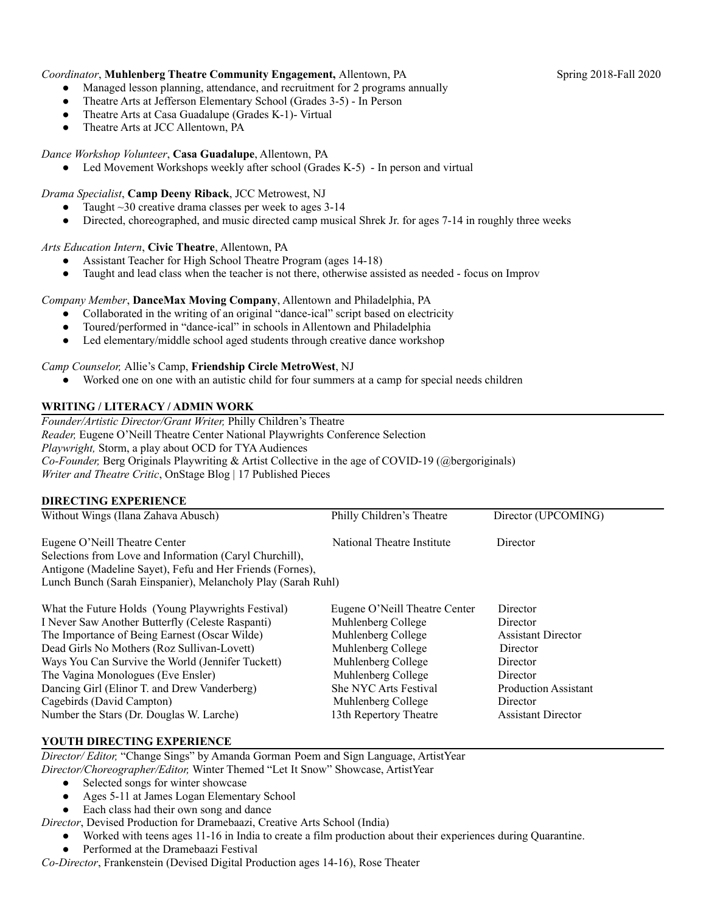*Coordinator*, **Muhlenberg Theatre Community Engagement,** Allentown, PA Spring 2018-Fall 2020

- Managed lesson planning, attendance, and recruitment for 2 programs annually
- Theatre Arts at Jefferson Elementary School (Grades 3-5) - In Person
- Theatre Arts at Casa Guadalupe (Grades K-1)- Virtual
- Theatre Arts at JCC Allentown, PA

*Dance Workshop Volunteer*, **Casa Guadalupe**, Allentown, PA

- Led Movement Workshops weekly after school (Grades K-5) - In person and virtual

*Drama Specialist*, **Camp Deeny Riback**, JCC Metrowest, NJ

- Taught ~30 creative drama classes per week to ages 3-14
- Directed, choreographed, and music directed camp musical Shrek Jr. for ages 7-14 in roughly three weeks

*Arts Education Intern*, **Civic Theatre**, Allentown, PA

- Assistant Teacher for High School Theatre Program (ages 14-18)
- Taught and lead class when the teacher is not there, otherwise assisted as needed - focus on Improv

*Company Member*, **DanceMax Moving Company**, Allentown and Philadelphia, PA

- Collaborated in the writing of an original "dance-ical" script based on electricity
- Toured/performed in "dance-ical" in schools in Allentown and Philadelphia
- Led elementary/middle school aged students through creative dance workshop

*Camp Counselor,* Allie's Camp, **Friendship Circle MetroWest**, NJ

- Worked one on one with an autistic child for four summers at a camp for special needs children

## WRITING / LITERACY / ADMIN WORK

*Founder/Artistic Director/Grant Writer,* Philly Children's Theatre
*Reader,* Eugene O'Neill Theatre Center National Playwrights Conference Selection
*Playwright,* Storm, a play about OCD for TYA Audiences
*Co-Founder,* Berg Originals Playwriting & Artist Collective in the age of COVID-19 (@bergoriginals)
*Writer and Theatre Critic*, OnStage Blog | 17 Published Pieces

## DIRECTING EXPERIENCE

| | | |
|---|---|---|
| Without Wings (Ilana Zahava Abusch) | Philly Children's Theatre | Director (UPCOMING) |
| Eugene O'Neill Theatre Center<br>Selections from Love and Information (Caryl Churchill),<br>Antigone (Madeline Sayet), Fefu and Her Friends (Fornes),<br>Lunch Bunch (Sarah Einspanier), Melancholy Play (Sarah Ruhl) | National Theatre Institute | Director |
| What the Future Holds (Young Playwrights Festival) | Eugene O'Neill Theatre Center | Director |
| I Never Saw Another Butterfly (Celeste Raspanti) | Muhlenberg College | Director |
| The Importance of Being Earnest (Oscar Wilde) | Muhlenberg College | Assistant Director |
| Dead Girls No Mothers (Roz Sullivan-Lovett) | Muhlenberg College | Director |
| Ways You Can Survive the World (Jennifer Tuckett) | Muhlenberg College | Director |
| The Vagina Monologues (Eve Ensler) | Muhlenberg College | Director |
| Dancing Girl (Elinor T. and Drew Vanderberg) | She NYC Arts Festival | Production Assistant |
| Cagebirds (David Campton) | Muhlenberg College | Director |
| Number the Stars (Dr. Douglas W. Larche) | 13th Repertory Theatre | Assistant Director |

## YOUTH DIRECTING EXPERIENCE

*Director/ Editor,* "Change Sings" by Amanda Gorman Poem and Sign Language, ArtistYear
*Director/Choreographer/Editor,* Winter Themed "Let It Snow" Showcase, ArtistYear

- Selected songs for winter showcase
- Ages 5-11 at James Logan Elementary School
- Each class had their own song and dance

*Director*, Devised Production for Dramebaazi, Creative Arts School (India)

- Worked with teens ages 11-16 in India to create a film production about their experiences during Quarantine.
- Performed at the Dramebaazi Festival

*Co-Director*, Frankenstein (Devised Digital Production ages 14-16), Rose Theater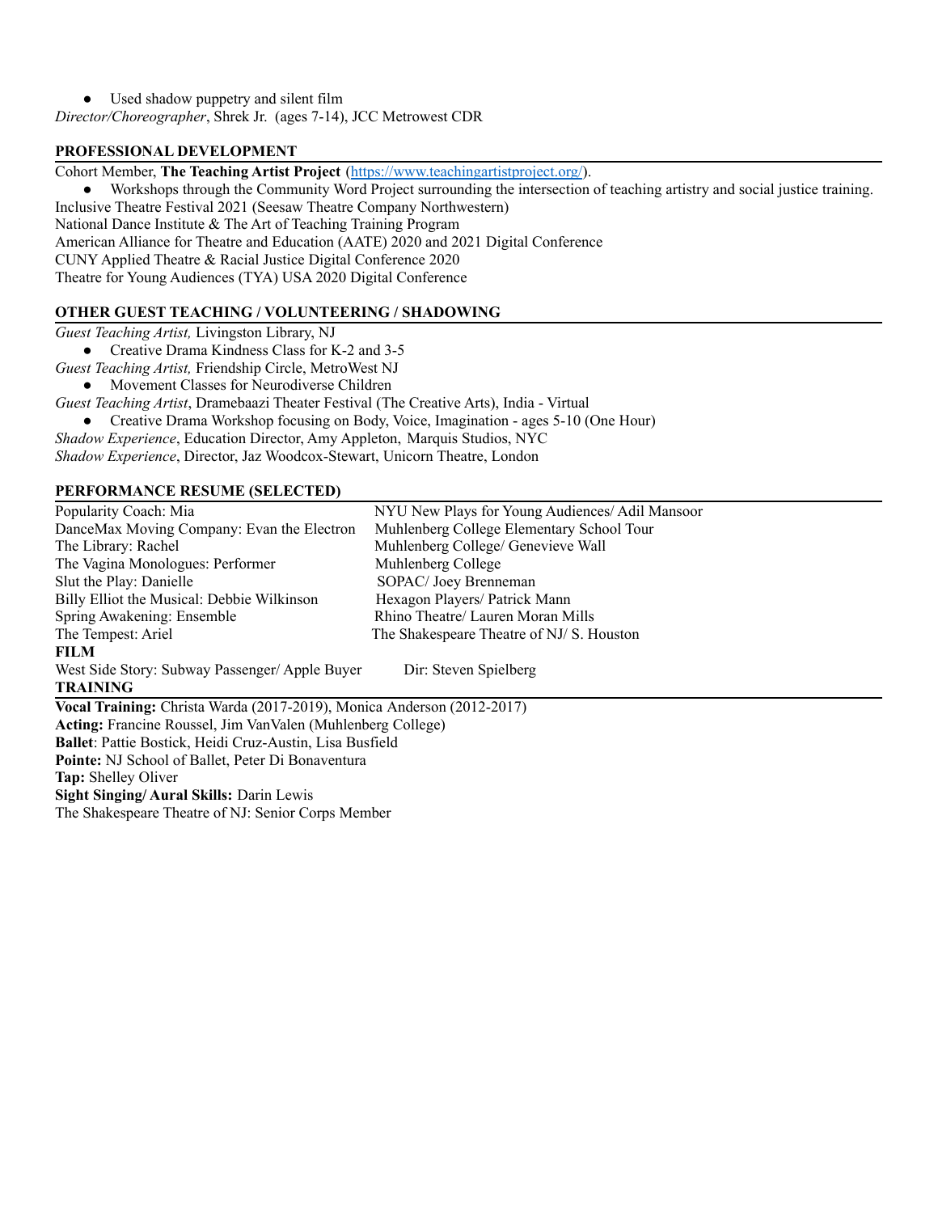- Used shadow puppetry and silent film

*Director/Choreographer*, Shrek Jr. (ages 7-14), JCC Metrowest CDR

## PROFESSIONAL DEVELOPMENT

Cohort Member, **The Teaching Artist Project** (https://www.teachingartistproject.org/).

- Workshops through the Community Word Project surrounding the intersection of teaching artistry and social justice training.

Inclusive Theatre Festival 2021 (Seesaw Theatre Company Northwestern)

National Dance Institute & The Art of Teaching Training Program

American Alliance for Theatre and Education (AATE) 2020 and 2021 Digital Conference

CUNY Applied Theatre & Racial Justice Digital Conference 2020

Theatre for Young Audiences (TYA) USA 2020 Digital Conference

## OTHER GUEST TEACHING / VOLUNTEERING / SHADOWING

*Guest Teaching Artist,* Livingston Library, NJ

- Creative Drama Kindness Class for K-2 and 3-5

*Guest Teaching Artist,* Friendship Circle, MetroWest NJ

- Movement Classes for Neurodiverse Children

*Guest Teaching Artist*, Dramebaazi Theater Festival (The Creative Arts), India - Virtual

- Creative Drama Workshop focusing on Body, Voice, Imagination - ages 5-10 (One Hour)

*Shadow Experience*, Education Director, Amy Appleton, Marquis Studios, NYC

*Shadow Experience*, Director, Jaz Woodcox-Stewart, Unicorn Theatre, London

## PERFORMANCE RESUME (SELECTED)

| | |
|---|---|
| Popularity Coach: Mia | NYU New Plays for Young Audiences/ Adil Mansoor |
| DanceMax Moving Company: Evan the Electron | Muhlenberg College Elementary School Tour |
| The Library: Rachel | Muhlenberg College/ Genevieve Wall |
| The Vagina Monologues: Performer | Muhlenberg College |
| Slut the Play: Danielle | SOPAC/ Joey Brenneman |
| Billy Elliot the Musical: Debbie Wilkinson | Hexagon Players/ Patrick Mann |
| Spring Awakening: Ensemble | Rhino Theatre/ Lauren Moran Mills |
| The Tempest: Ariel | The Shakespeare Theatre of NJ/ S. Houston |

**FILM**

| | |
|---|---|
| West Side Story: Subway Passenger/ Apple Buyer | Dir: Steven Spielberg |

## TRAINING

**Vocal Training:** Christa Warda (2017-2019), Monica Anderson (2012-2017)

**Acting:** Francine Roussel, Jim VanValen (Muhlenberg College)

**Ballet**: Pattie Bostick, Heidi Cruz-Austin, Lisa Busfield

**Pointe:** NJ School of Ballet, Peter Di Bonaventura

**Tap:** Shelley Oliver

**Sight Singing/ Aural Skills:** Darin Lewis

The Shakespeare Theatre of NJ: Senior Corps Member